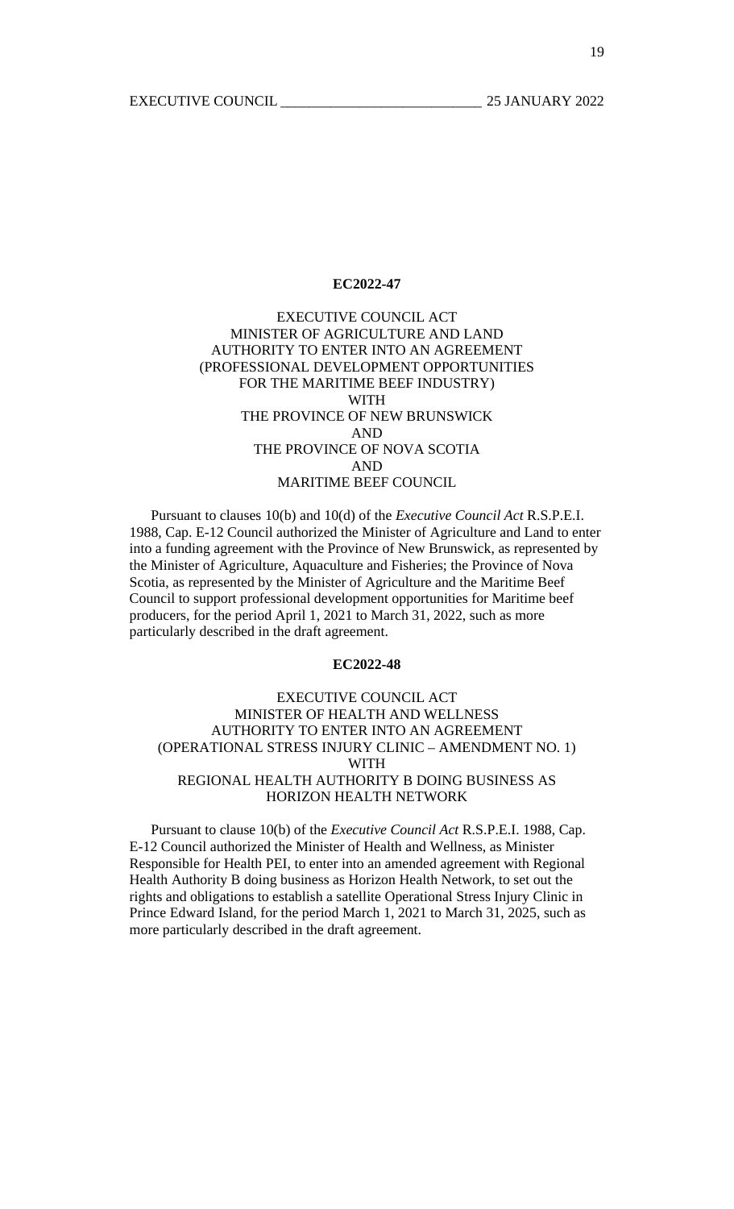**EC2022-47**

EXECUTIVE COUNCIL ACT
MINISTER OF AGRICULTURE AND LAND
AUTHORITY TO ENTER INTO AN AGREEMENT
(PROFESSIONAL DEVELOPMENT OPPORTUNITIES
FOR THE MARITIME BEEF INDUSTRY)
WITH
THE PROVINCE OF NEW BRUNSWICK
AND
THE PROVINCE OF NOVA SCOTIA
AND
MARITIME BEEF COUNCIL

Pursuant to clauses 10(b) and 10(d) of the *Executive Council Act* R.S.P.E.I. 1988, Cap. E-12 Council authorized the Minister of Agriculture and Land to enter into a funding agreement with the Province of New Brunswick, as represented by the Minister of Agriculture, Aquaculture and Fisheries; the Province of Nova Scotia, as represented by the Minister of Agriculture and the Maritime Beef Council to support professional development opportunities for Maritime beef producers, for the period April 1, 2021 to March 31, 2022, such as more particularly described in the draft agreement.

**EC2022-48**

EXECUTIVE COUNCIL ACT
MINISTER OF HEALTH AND WELLNESS
AUTHORITY TO ENTER INTO AN AGREEMENT
(OPERATIONAL STRESS INJURY CLINIC – AMENDMENT NO. 1)
WITH
REGIONAL HEALTH AUTHORITY B DOING BUSINESS AS
HORIZON HEALTH NETWORK

Pursuant to clause 10(b) of the *Executive Council Act* R.S.P.E.I. 1988, Cap. E-12 Council authorized the Minister of Health and Wellness, as Minister Responsible for Health PEI, to enter into an amended agreement with Regional Health Authority B doing business as Horizon Health Network, to set out the rights and obligations to establish a satellite Operational Stress Injury Clinic in Prince Edward Island, for the period March 1, 2021 to March 31, 2025, such as more particularly described in the draft agreement.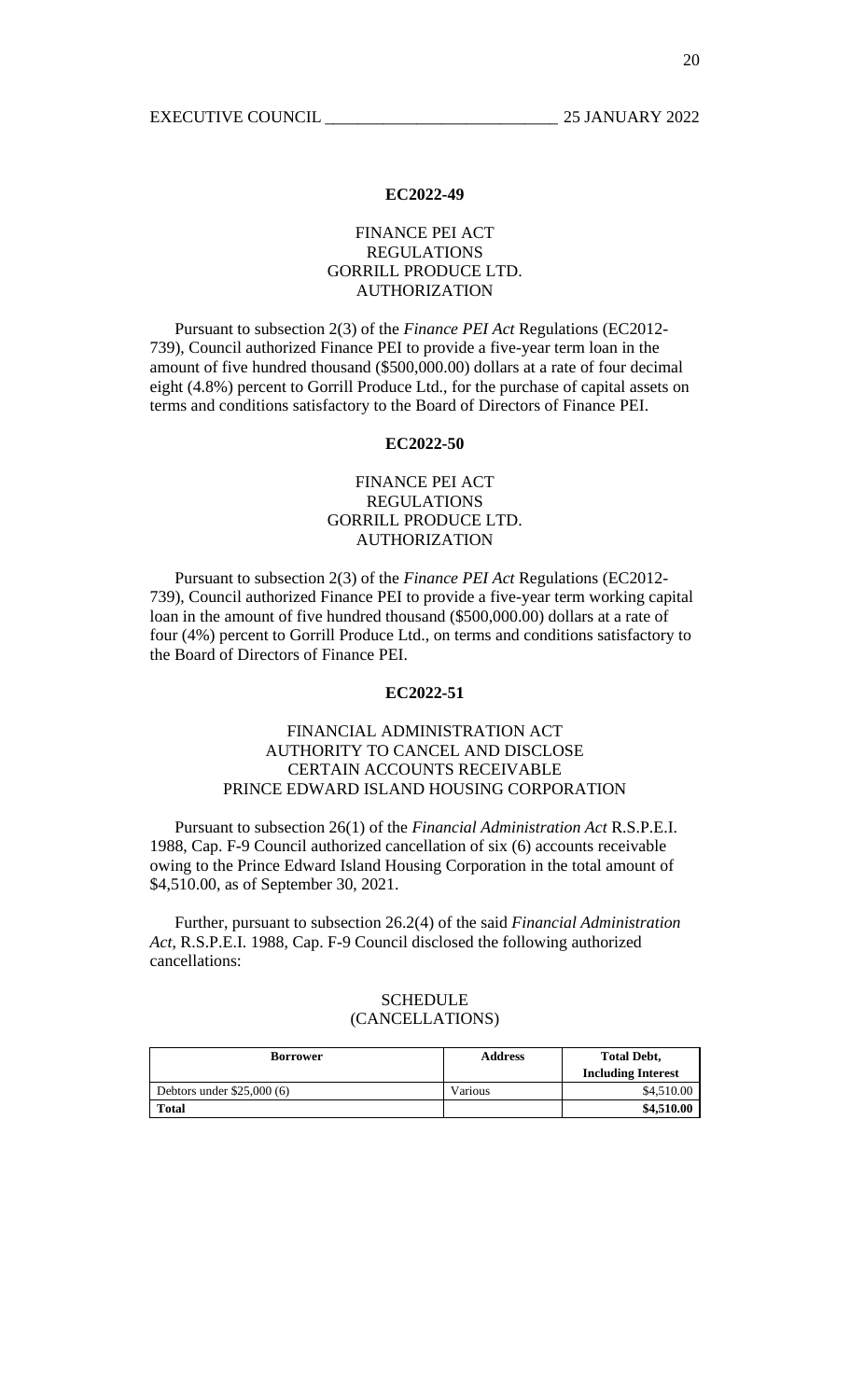**EC2022-49**

FINANCE PEI ACT
REGULATIONS
GORRILL PRODUCE LTD.
AUTHORIZATION

Pursuant to subsection 2(3) of the *Finance PEI Act* Regulations (EC2012-739), Council authorized Finance PEI to provide a five-year term loan in the amount of five hundred thousand ($500,000.00) dollars at a rate of four decimal eight (4.8%) percent to Gorrill Produce Ltd., for the purchase of capital assets on terms and conditions satisfactory to the Board of Directors of Finance PEI.

**EC2022-50**

FINANCE PEI ACT
REGULATIONS
GORRILL PRODUCE LTD.
AUTHORIZATION

Pursuant to subsection 2(3) of the *Finance PEI Act* Regulations (EC2012-739), Council authorized Finance PEI to provide a five-year term working capital loan in the amount of five hundred thousand ($500,000.00) dollars at a rate of four (4%) percent to Gorrill Produce Ltd., on terms and conditions satisfactory to the Board of Directors of Finance PEI.

**EC2022-51**

FINANCIAL ADMINISTRATION ACT
AUTHORITY TO CANCEL AND DISCLOSE
CERTAIN ACCOUNTS RECEIVABLE
PRINCE EDWARD ISLAND HOUSING CORPORATION

Pursuant to subsection 26(1) of the *Financial Administration Act* R.S.P.E.I. 1988, Cap. F-9 Council authorized cancellation of six (6) accounts receivable owing to the Prince Edward Island Housing Corporation in the total amount of $4,510.00, as of September 30, 2021.

Further, pursuant to subsection 26.2(4) of the said *Financial Administration Act*, R.S.P.E.I. 1988, Cap. F-9 Council disclosed the following authorized cancellations:

SCHEDULE
(CANCELLATIONS)

| Borrower | Address | Total Debt, Including Interest |
|---|---|---|
| Debtors under $25,000 (6) | Various | $4,510.00 |
| **Total** | | **$4,510.00** |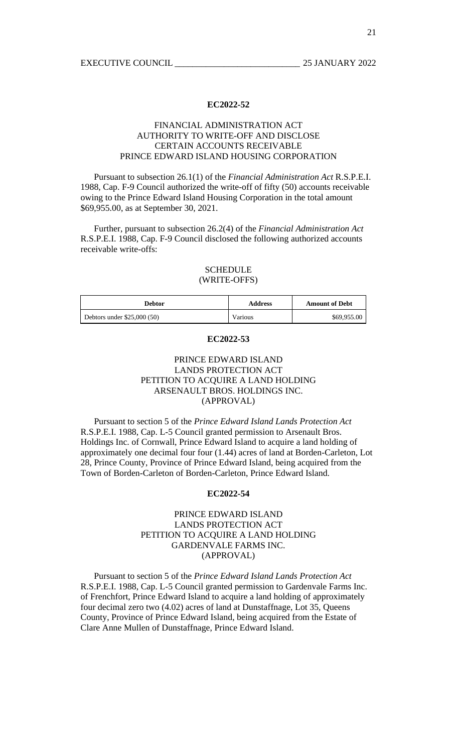### EC2022-52

FINANCIAL ADMINISTRATION ACT
AUTHORITY TO WRITE-OFF AND DISCLOSE
CERTAIN ACCOUNTS RECEIVABLE
PRINCE EDWARD ISLAND HOUSING CORPORATION

Pursuant to subsection 26.1(1) of the *Financial Administration Act* R.S.P.E.I. 1988, Cap. F-9 Council authorized the write-off of fifty (50) accounts receivable owing to the Prince Edward Island Housing Corporation in the total amount $69,955.00, as at September 30, 2021.

Further, pursuant to subsection 26.2(4) of the *Financial Administration Act* R.S.P.E.I. 1988, Cap. F-9 Council disclosed the following authorized accounts receivable write-offs:

SCHEDULE
(WRITE-OFFS)

| Debtor | Address | Amount of Debt |
|---|---|---|
| Debtors under $25,000 (50) | Various | $69,955.00 |

### EC2022-53

PRINCE EDWARD ISLAND
LANDS PROTECTION ACT
PETITION TO ACQUIRE A LAND HOLDING
ARSENAULT BROS. HOLDINGS INC.
(APPROVAL)

Pursuant to section 5 of the *Prince Edward Island Lands Protection Act* R.S.P.E.I. 1988, Cap. L-5 Council granted permission to Arsenault Bros. Holdings Inc. of Cornwall, Prince Edward Island to acquire a land holding of approximately one decimal four four (1.44) acres of land at Borden-Carleton, Lot 28, Prince County, Province of Prince Edward Island, being acquired from the Town of Borden-Carleton of Borden-Carleton, Prince Edward Island.

### EC2022-54

PRINCE EDWARD ISLAND
LANDS PROTECTION ACT
PETITION TO ACQUIRE A LAND HOLDING
GARDENVALE FARMS INC.
(APPROVAL)

Pursuant to section 5 of the *Prince Edward Island Lands Protection Act* R.S.P.E.I. 1988, Cap. L-5 Council granted permission to Gardenvale Farms Inc. of Frenchfort, Prince Edward Island to acquire a land holding of approximately four decimal zero two (4.02) acres of land at Dunstaffnage, Lot 35, Queens County, Province of Prince Edward Island, being acquired from the Estate of Clare Anne Mullen of Dunstaffnage, Prince Edward Island.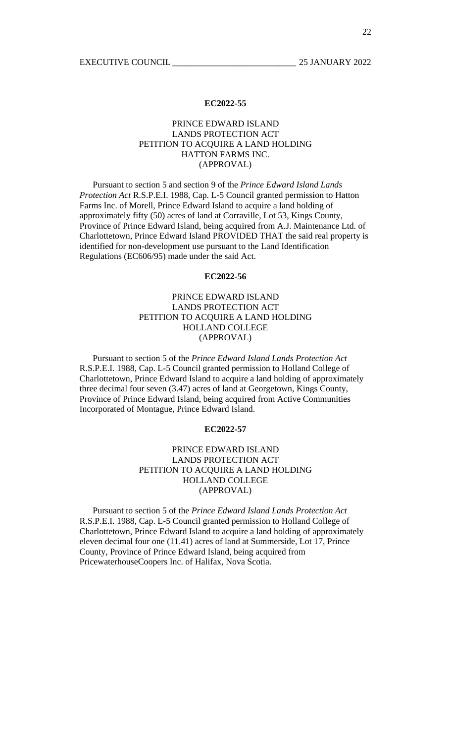**EC2022-55**

PRINCE EDWARD ISLAND
LANDS PROTECTION ACT
PETITION TO ACQUIRE A LAND HOLDING
HATTON FARMS INC.
(APPROVAL)

Pursuant to section 5 and section 9 of the *Prince Edward Island Lands Protection Act* R.S.P.E.I. 1988, Cap. L-5 Council granted permission to Hatton Farms Inc. of Morell, Prince Edward Island to acquire a land holding of approximately fifty (50) acres of land at Corraville, Lot 53, Kings County, Province of Prince Edward Island, being acquired from A.J. Maintenance Ltd. of Charlottetown, Prince Edward Island PROVIDED THAT the said real property is identified for non-development use pursuant to the Land Identification Regulations (EC606/95) made under the said Act.

**EC2022-56**

PRINCE EDWARD ISLAND
LANDS PROTECTION ACT
PETITION TO ACQUIRE A LAND HOLDING
HOLLAND COLLEGE
(APPROVAL)

Pursuant to section 5 of the *Prince Edward Island Lands Protection Act* R.S.P.E.I. 1988, Cap. L-5 Council granted permission to Holland College of Charlottetown, Prince Edward Island to acquire a land holding of approximately three decimal four seven (3.47) acres of land at Georgetown, Kings County, Province of Prince Edward Island, being acquired from Active Communities Incorporated of Montague, Prince Edward Island.

**EC2022-57**

PRINCE EDWARD ISLAND
LANDS PROTECTION ACT
PETITION TO ACQUIRE A LAND HOLDING
HOLLAND COLLEGE
(APPROVAL)

Pursuant to section 5 of the *Prince Edward Island Lands Protection Act* R.S.P.E.I. 1988, Cap. L-5 Council granted permission to Holland College of Charlottetown, Prince Edward Island to acquire a land holding of approximately eleven decimal four one (11.41) acres of land at Summerside, Lot 17, Prince County, Province of Prince Edward Island, being acquired from PricewaterhouseCoopers Inc. of Halifax, Nova Scotia.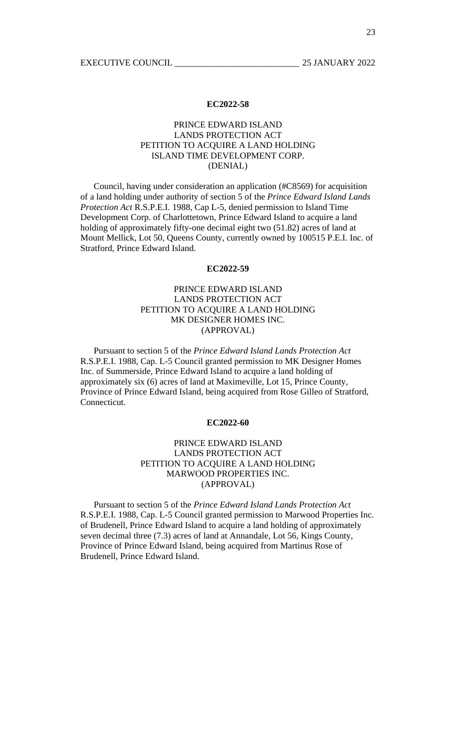**EC2022-58**

PRINCE EDWARD ISLAND
LANDS PROTECTION ACT
PETITION TO ACQUIRE A LAND HOLDING
ISLAND TIME DEVELOPMENT CORP.
(DENIAL)

Council, having under consideration an application (#C8569) for acquisition of a land holding under authority of section 5 of the *Prince Edward Island Lands Protection Act* R.S.P.E.I. 1988, Cap L-5, denied permission to Island Time Development Corp. of Charlottetown, Prince Edward Island to acquire a land holding of approximately fifty-one decimal eight two (51.82) acres of land at Mount Mellick, Lot 50, Queens County, currently owned by 100515 P.E.I. Inc. of Stratford, Prince Edward Island.

**EC2022-59**

PRINCE EDWARD ISLAND
LANDS PROTECTION ACT
PETITION TO ACQUIRE A LAND HOLDING
MK DESIGNER HOMES INC.
(APPROVAL)

Pursuant to section 5 of the *Prince Edward Island Lands Protection Act* R.S.P.E.I. 1988, Cap. L-5 Council granted permission to MK Designer Homes Inc. of Summerside, Prince Edward Island to acquire a land holding of approximately six (6) acres of land at Maximeville, Lot 15, Prince County, Province of Prince Edward Island, being acquired from Rose Gilleo of Stratford, Connecticut.

**EC2022-60**

PRINCE EDWARD ISLAND
LANDS PROTECTION ACT
PETITION TO ACQUIRE A LAND HOLDING
MARWOOD PROPERTIES INC.
(APPROVAL)

Pursuant to section 5 of the *Prince Edward Island Lands Protection Act* R.S.P.E.I. 1988, Cap. L-5 Council granted permission to Marwood Properties Inc. of Brudenell, Prince Edward Island to acquire a land holding of approximately seven decimal three (7.3) acres of land at Annandale, Lot 56, Kings County, Province of Prince Edward Island, being acquired from Martinus Rose of Brudenell, Prince Edward Island.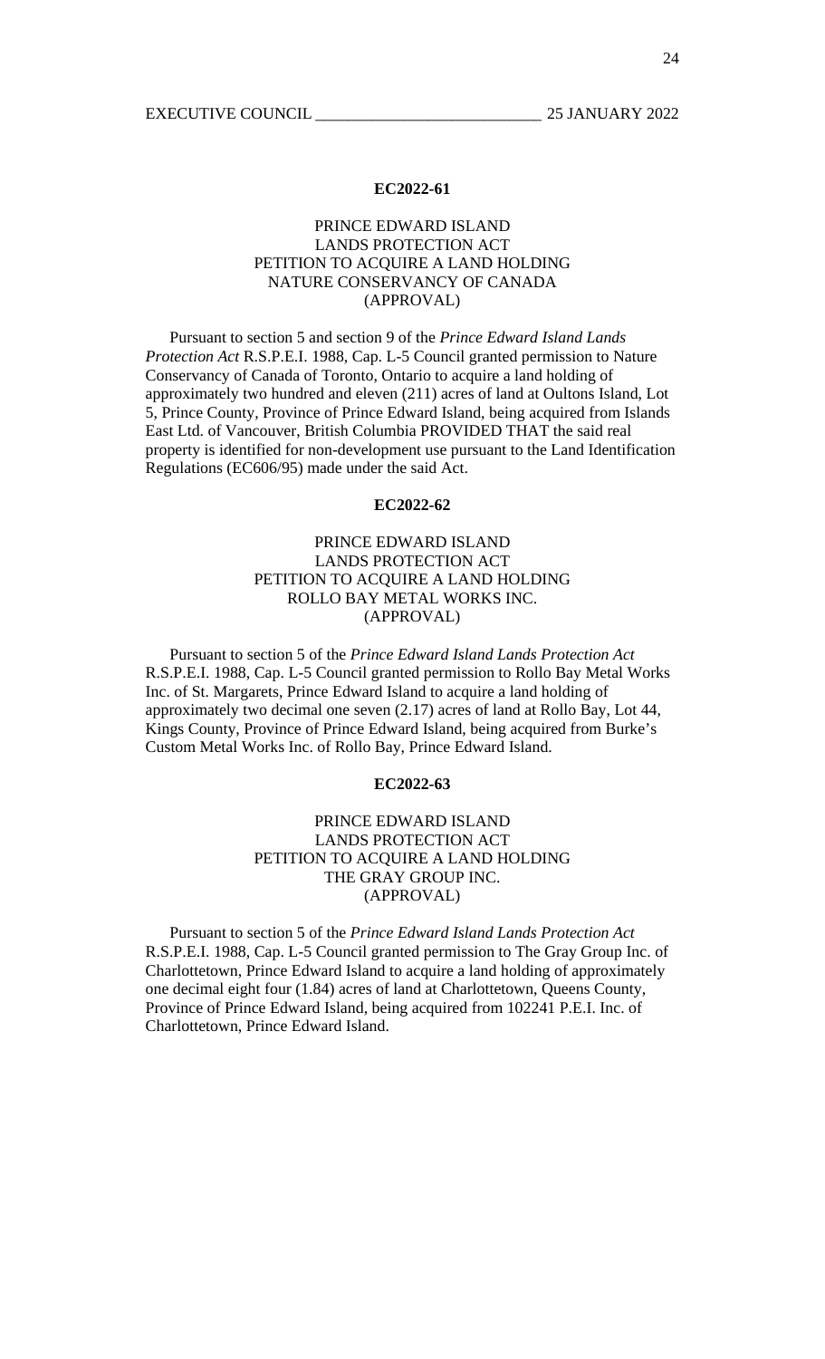### EC2022-61

PRINCE EDWARD ISLAND
LANDS PROTECTION ACT
PETITION TO ACQUIRE A LAND HOLDING
NATURE CONSERVANCY OF CANADA
(APPROVAL)

Pursuant to section 5 and section 9 of the *Prince Edward Island Lands Protection Act* R.S.P.E.I. 1988, Cap. L-5 Council granted permission to Nature Conservancy of Canada of Toronto, Ontario to acquire a land holding of approximately two hundred and eleven (211) acres of land at Oultons Island, Lot 5, Prince County, Province of Prince Edward Island, being acquired from Islands East Ltd. of Vancouver, British Columbia PROVIDED THAT the said real property is identified for non-development use pursuant to the Land Identification Regulations (EC606/95) made under the said Act.

### EC2022-62

PRINCE EDWARD ISLAND
LANDS PROTECTION ACT
PETITION TO ACQUIRE A LAND HOLDING
ROLLO BAY METAL WORKS INC.
(APPROVAL)

Pursuant to section 5 of the *Prince Edward Island Lands Protection Act* R.S.P.E.I. 1988, Cap. L-5 Council granted permission to Rollo Bay Metal Works Inc. of St. Margarets, Prince Edward Island to acquire a land holding of approximately two decimal one seven (2.17) acres of land at Rollo Bay, Lot 44, Kings County, Province of Prince Edward Island, being acquired from Burke's Custom Metal Works Inc. of Rollo Bay, Prince Edward Island.

### EC2022-63

PRINCE EDWARD ISLAND
LANDS PROTECTION ACT
PETITION TO ACQUIRE A LAND HOLDING
THE GRAY GROUP INC.
(APPROVAL)

Pursuant to section 5 of the *Prince Edward Island Lands Protection Act* R.S.P.E.I. 1988, Cap. L-5 Council granted permission to The Gray Group Inc. of Charlottetown, Prince Edward Island to acquire a land holding of approximately one decimal eight four (1.84) acres of land at Charlottetown, Queens County, Province of Prince Edward Island, being acquired from 102241 P.E.I. Inc. of Charlottetown, Prince Edward Island.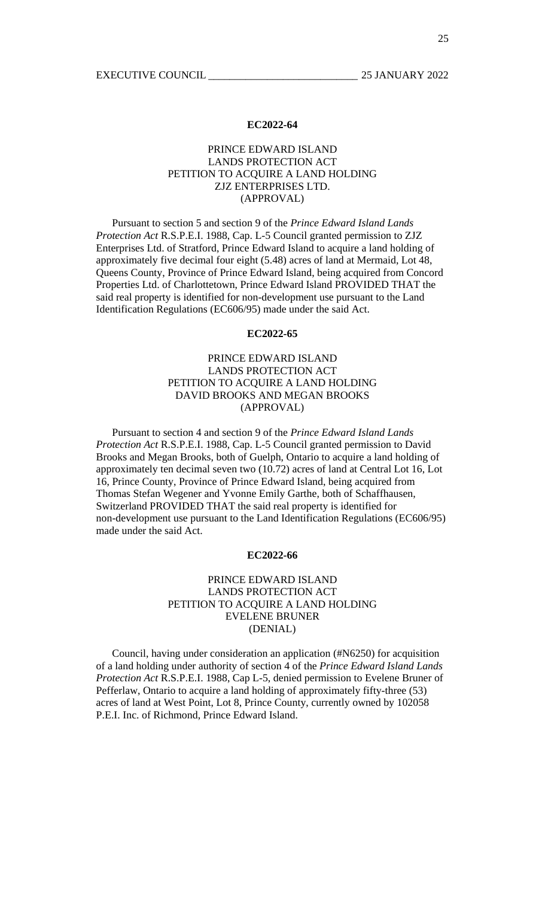**EC2022-64**

PRINCE EDWARD ISLAND
LANDS PROTECTION ACT
PETITION TO ACQUIRE A LAND HOLDING
ZJZ ENTERPRISES LTD.
(APPROVAL)

Pursuant to section 5 and section 9 of the *Prince Edward Island Lands Protection Act* R.S.P.E.I. 1988, Cap. L-5 Council granted permission to ZJZ Enterprises Ltd. of Stratford, Prince Edward Island to acquire a land holding of approximately five decimal four eight (5.48) acres of land at Mermaid, Lot 48, Queens County, Province of Prince Edward Island, being acquired from Concord Properties Ltd. of Charlottetown, Prince Edward Island PROVIDED THAT the said real property is identified for non-development use pursuant to the Land Identification Regulations (EC606/95) made under the said Act.

**EC2022-65**

PRINCE EDWARD ISLAND
LANDS PROTECTION ACT
PETITION TO ACQUIRE A LAND HOLDING
DAVID BROOKS AND MEGAN BROOKS
(APPROVAL)

Pursuant to section 4 and section 9 of the *Prince Edward Island Lands Protection Act* R.S.P.E.I. 1988, Cap. L-5 Council granted permission to David Brooks and Megan Brooks, both of Guelph, Ontario to acquire a land holding of approximately ten decimal seven two (10.72) acres of land at Central Lot 16, Lot 16, Prince County, Province of Prince Edward Island, being acquired from Thomas Stefan Wegener and Yvonne Emily Garthe, both of Schaffhausen, Switzerland PROVIDED THAT the said real property is identified for non-development use pursuant to the Land Identification Regulations (EC606/95) made under the said Act.

**EC2022-66**

PRINCE EDWARD ISLAND
LANDS PROTECTION ACT
PETITION TO ACQUIRE A LAND HOLDING
EVELENE BRUNER
(DENIAL)

Council, having under consideration an application (#N6250) for acquisition of a land holding under authority of section 4 of the *Prince Edward Island Lands Protection Act* R.S.P.E.I. 1988, Cap L-5, denied permission to Evelene Bruner of Pefferlaw, Ontario to acquire a land holding of approximately fifty-three (53) acres of land at West Point, Lot 8, Prince County, currently owned by 102058 P.E.I. Inc. of Richmond, Prince Edward Island.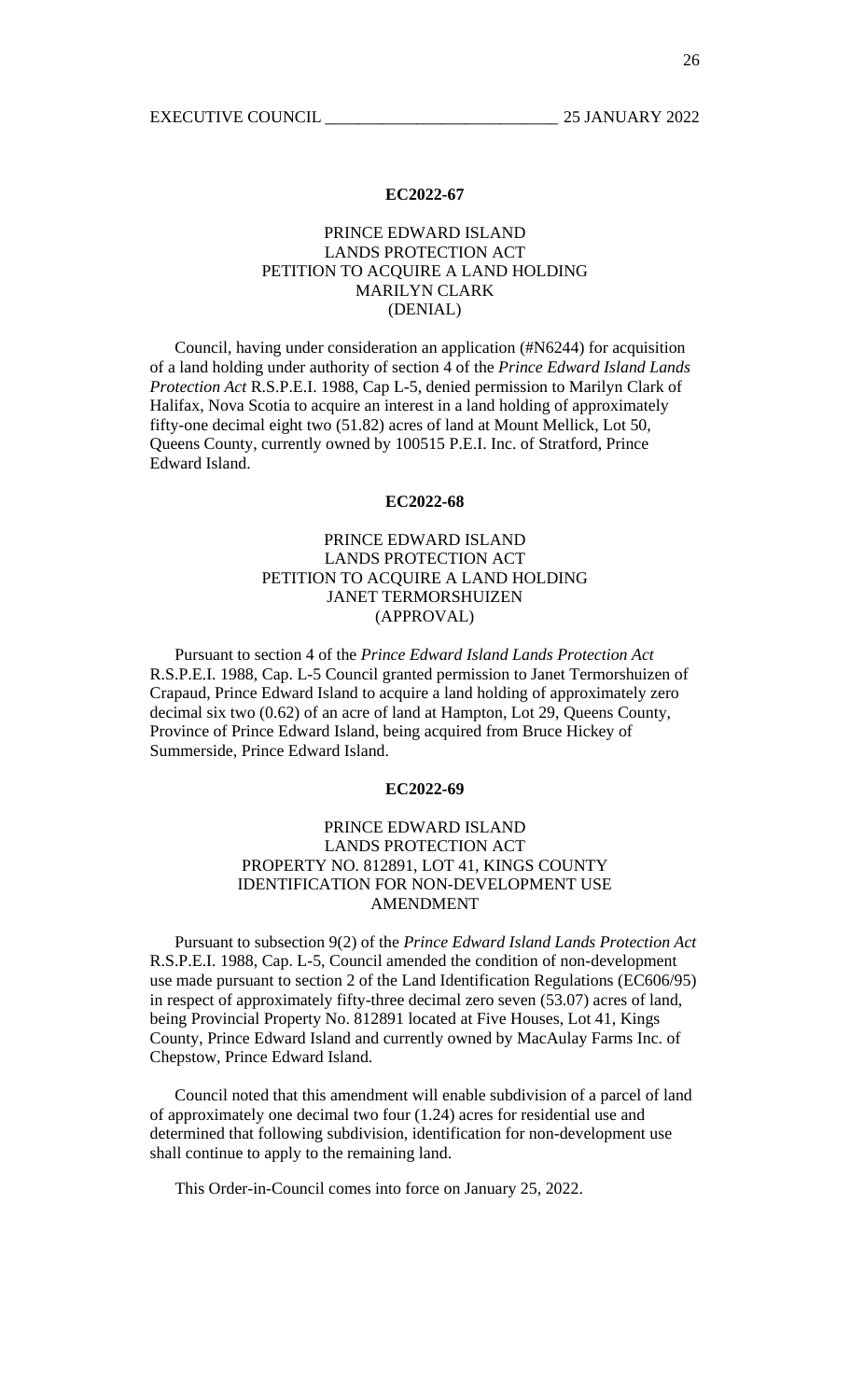**EC2022-67**

PRINCE EDWARD ISLAND
LANDS PROTECTION ACT
PETITION TO ACQUIRE A LAND HOLDING
MARILYN CLARK
(DENIAL)

Council, having under consideration an application (#N6244) for acquisition of a land holding under authority of section 4 of the *Prince Edward Island Lands Protection Act* R.S.P.E.I. 1988, Cap L-5, denied permission to Marilyn Clark of Halifax, Nova Scotia to acquire an interest in a land holding of approximately fifty-one decimal eight two (51.82) acres of land at Mount Mellick, Lot 50, Queens County, currently owned by 100515 P.E.I. Inc. of Stratford, Prince Edward Island.

**EC2022-68**

PRINCE EDWARD ISLAND
LANDS PROTECTION ACT
PETITION TO ACQUIRE A LAND HOLDING
JANET TERMORSHUIZEN
(APPROVAL)

Pursuant to section 4 of the *Prince Edward Island Lands Protection Act* R.S.P.E.I. 1988, Cap. L-5 Council granted permission to Janet Termorshuizen of Crapaud, Prince Edward Island to acquire a land holding of approximately zero decimal six two (0.62) of an acre of land at Hampton, Lot 29, Queens County, Province of Prince Edward Island, being acquired from Bruce Hickey of Summerside, Prince Edward Island.

**EC2022-69**

PRINCE EDWARD ISLAND
LANDS PROTECTION ACT
PROPERTY NO. 812891, LOT 41, KINGS COUNTY
IDENTIFICATION FOR NON-DEVELOPMENT USE
AMENDMENT

Pursuant to subsection 9(2) of the *Prince Edward Island Lands Protection Act* R.S.P.E.I. 1988, Cap. L-5, Council amended the condition of non-development use made pursuant to section 2 of the Land Identification Regulations (EC606/95) in respect of approximately fifty-three decimal zero seven (53.07) acres of land, being Provincial Property No. 812891 located at Five Houses, Lot 41, Kings County, Prince Edward Island and currently owned by MacAulay Farms Inc. of Chepstow, Prince Edward Island.

Council noted that this amendment will enable subdivision of a parcel of land of approximately one decimal two four (1.24) acres for residential use and determined that following subdivision, identification for non-development use shall continue to apply to the remaining land.

This Order-in-Council comes into force on January 25, 2022.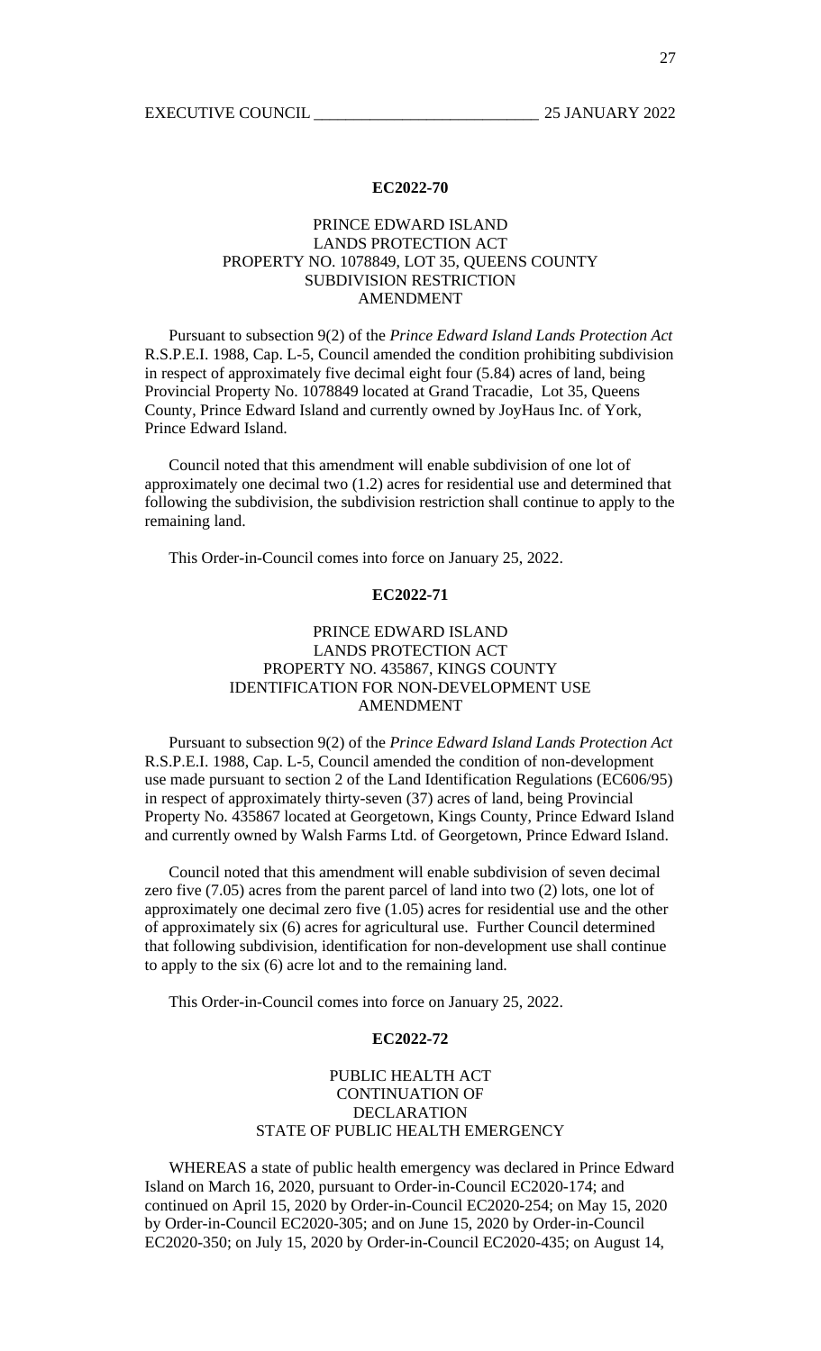**EC2022-70**

PRINCE EDWARD ISLAND
LANDS PROTECTION ACT
PROPERTY NO. 1078849, LOT 35, QUEENS COUNTY
SUBDIVISION RESTRICTION
AMENDMENT

Pursuant to subsection 9(2) of the *Prince Edward Island Lands Protection Act* R.S.P.E.I. 1988, Cap. L-5, Council amended the condition prohibiting subdivision in respect of approximately five decimal eight four (5.84) acres of land, being Provincial Property No. 1078849 located at Grand Tracadie, Lot 35, Queens County, Prince Edward Island and currently owned by JoyHaus Inc. of York, Prince Edward Island.

Council noted that this amendment will enable subdivision of one lot of approximately one decimal two (1.2) acres for residential use and determined that following the subdivision, the subdivision restriction shall continue to apply to the remaining land.

This Order-in-Council comes into force on January 25, 2022.

**EC2022-71**

PRINCE EDWARD ISLAND
LANDS PROTECTION ACT
PROPERTY NO. 435867, KINGS COUNTY
IDENTIFICATION FOR NON-DEVELOPMENT USE
AMENDMENT

Pursuant to subsection 9(2) of the *Prince Edward Island Lands Protection Act* R.S.P.E.I. 1988, Cap. L-5, Council amended the condition of non-development use made pursuant to section 2 of the Land Identification Regulations (EC606/95) in respect of approximately thirty-seven (37) acres of land, being Provincial Property No. 435867 located at Georgetown, Kings County, Prince Edward Island and currently owned by Walsh Farms Ltd. of Georgetown, Prince Edward Island.

Council noted that this amendment will enable subdivision of seven decimal zero five (7.05) acres from the parent parcel of land into two (2) lots, one lot of approximately one decimal zero five (1.05) acres for residential use and the other of approximately six (6) acres for agricultural use. Further Council determined that following subdivision, identification for non-development use shall continue to apply to the six (6) acre lot and to the remaining land.

This Order-in-Council comes into force on January 25, 2022.

**EC2022-72**

PUBLIC HEALTH ACT
CONTINUATION OF
DECLARATION
STATE OF PUBLIC HEALTH EMERGENCY

WHEREAS a state of public health emergency was declared in Prince Edward Island on March 16, 2020, pursuant to Order-in-Council EC2020-174; and continued on April 15, 2020 by Order-in-Council EC2020-254; on May 15, 2020 by Order-in-Council EC2020-305; and on June 15, 2020 by Order-in-Council EC2020-350; on July 15, 2020 by Order-in-Council EC2020-435; on August 14,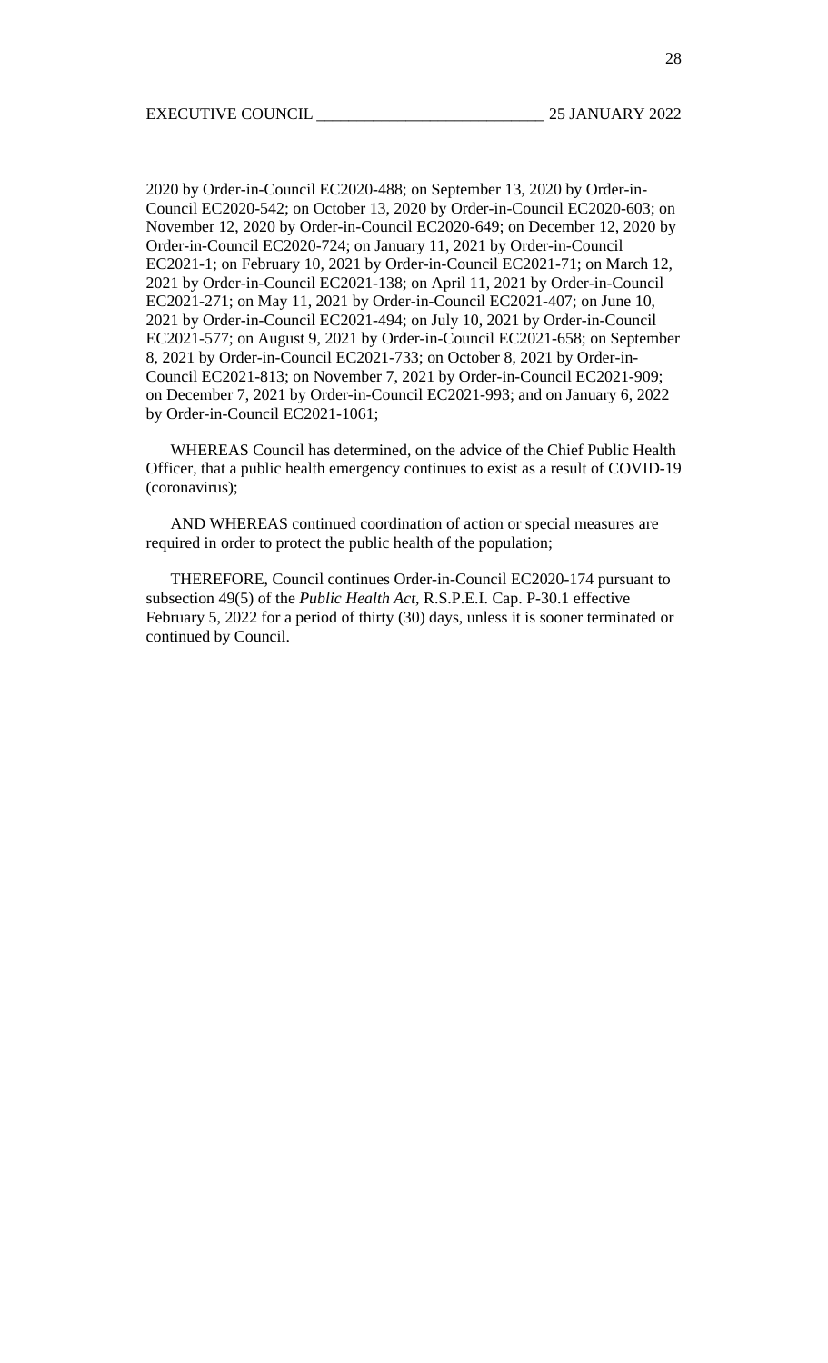2020 by Order-in-Council EC2020-488; on September 13, 2020 by Order-in-Council EC2020-542; on October 13, 2020 by Order-in-Council EC2020-603; on November 12, 2020 by Order-in-Council EC2020-649; on December 12, 2020 by Order-in-Council EC2020-724; on January 11, 2021 by Order-in-Council EC2021-1; on February 10, 2021 by Order-in-Council EC2021-71; on March 12, 2021 by Order-in-Council EC2021-138; on April 11, 2021 by Order-in-Council EC2021-271; on May 11, 2021 by Order-in-Council EC2021-407; on June 10, 2021 by Order-in-Council EC2021-494; on July 10, 2021 by Order-in-Council EC2021-577; on August 9, 2021 by Order-in-Council EC2021-658; on September 8, 2021 by Order-in-Council EC2021-733; on October 8, 2021 by Order-in-Council EC2021-813; on November 7, 2021 by Order-in-Council EC2021-909; on December 7, 2021 by Order-in-Council EC2021-993; and on January 6, 2022 by Order-in-Council EC2021-1061;

WHEREAS Council has determined, on the advice of the Chief Public Health Officer, that a public health emergency continues to exist as a result of COVID-19 (coronavirus);

AND WHEREAS continued coordination of action or special measures are required in order to protect the public health of the population;

THEREFORE, Council continues Order-in-Council EC2020-174 pursuant to subsection 49(5) of the *Public Health Act*, R.S.P.E.I. Cap. P-30.1 effective February 5, 2022 for a period of thirty (30) days, unless it is sooner terminated or continued by Council.